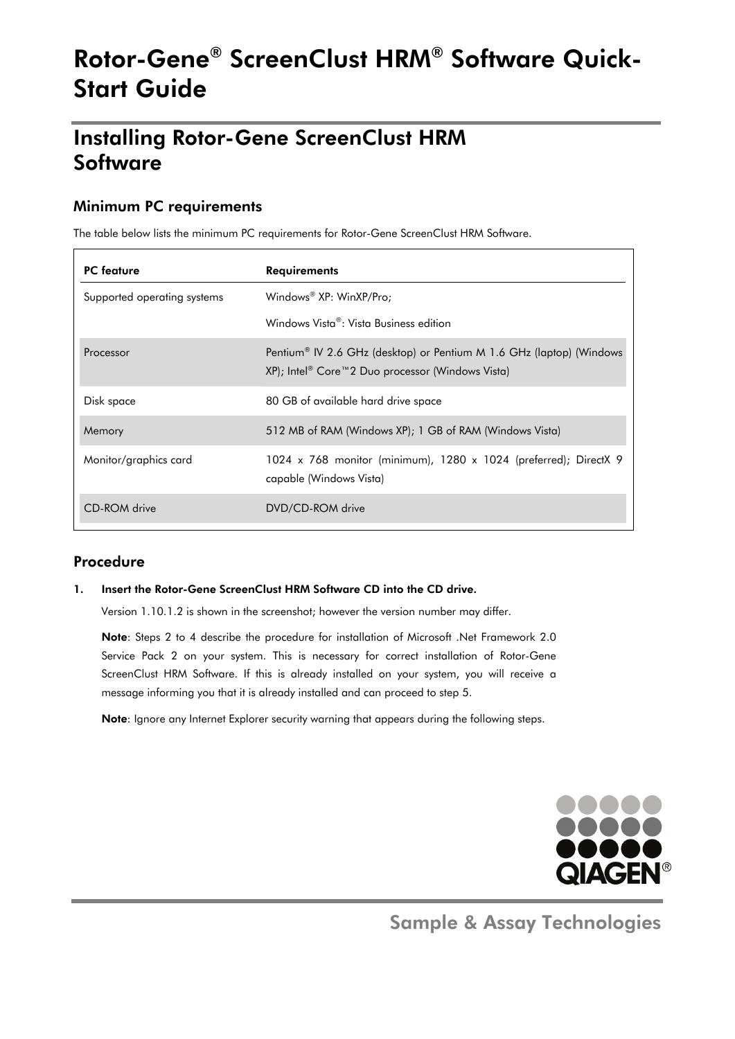# Rotor-Gene® ScreenClust HRM® Software Quick-Start Guide

## Installing Rotor-Gene ScreenClust HRM Software

### Minimum PC requirements

The table below lists the minimum PC requirements for Rotor-Gene ScreenClust HRM Software.

| PC feature | Requirements |
|---|---|
| Supported operating systems | Windows® XP: WinXP/Pro;<br>Windows Vista®: Vista Business edition |
| Processor | Pentium® IV 2.6 GHz (desktop) or Pentium M 1.6 GHz (laptop) (Windows XP); Intel® Core™2 Duo processor (Windows Vista) |
| Disk space | 80 GB of available hard drive space |
| Memory | 512 MB of RAM (Windows XP); 1 GB of RAM (Windows Vista) |
| Monitor/graphics card | 1024 x 768 monitor (minimum), 1280 x 1024 (preferred); DirectX 9 capable (Windows Vista) |
| CD-ROM drive | DVD/CD-ROM drive |

### Procedure

1. **Insert the Rotor-Gene ScreenClust HRM Software CD into the CD drive.**

   Version 1.10.1.2 is shown in the screenshot; however the version number may differ.

   **Note**: Steps 2 to 4 describe the procedure for installation of Microsoft .Net Framework 2.0 Service Pack 2 on your system. This is necessary for correct installation of Rotor-Gene ScreenClust HRM Software. If this is already installed on your system, you will receive a message informing you that it is already installed and can proceed to step 5.

   **Note**: Ignore any Internet Explorer security warning that appears during the following steps.

Sample & Assay Technologies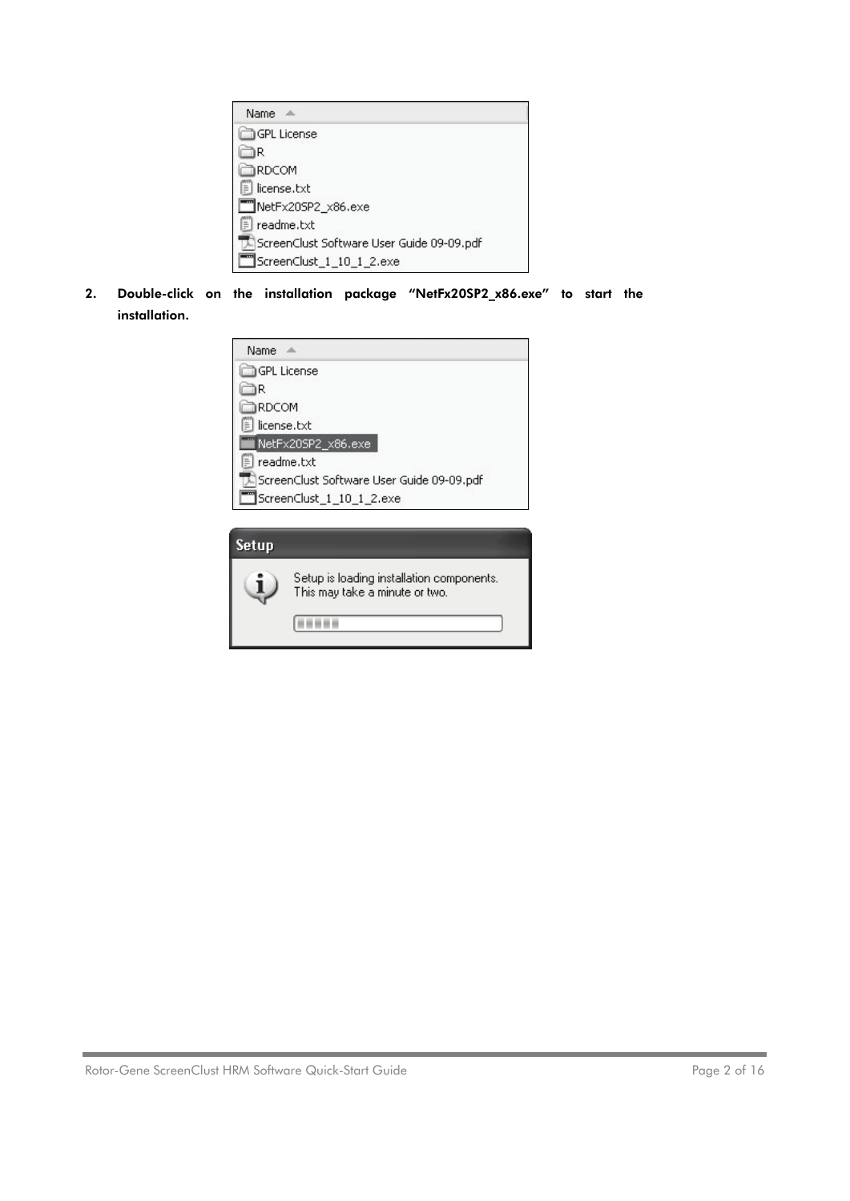| Name |
| --- |
| GPL License |
| R |
| RDCOM |
| license.txt |
| NetFx20SP2_x86.exe |
| readme.txt |
| ScreenClust Software User Guide 09-09.pdf |
| ScreenClust_1_10_1_2.exe |

2. **Double-click on the installation package "NetFx20SP2_x86.exe" to start the installation.**

| Name |
| --- |
| GPL License |
| R |
| RDCOM |
| license.txt |
| NetFx20SP2_x86.exe |
| readme.txt |
| ScreenClust Software User Guide 09-09.pdf |
| ScreenClust_1_10_1_2.exe |

**Setup**

Setup is loading installation components. This may take a minute or two.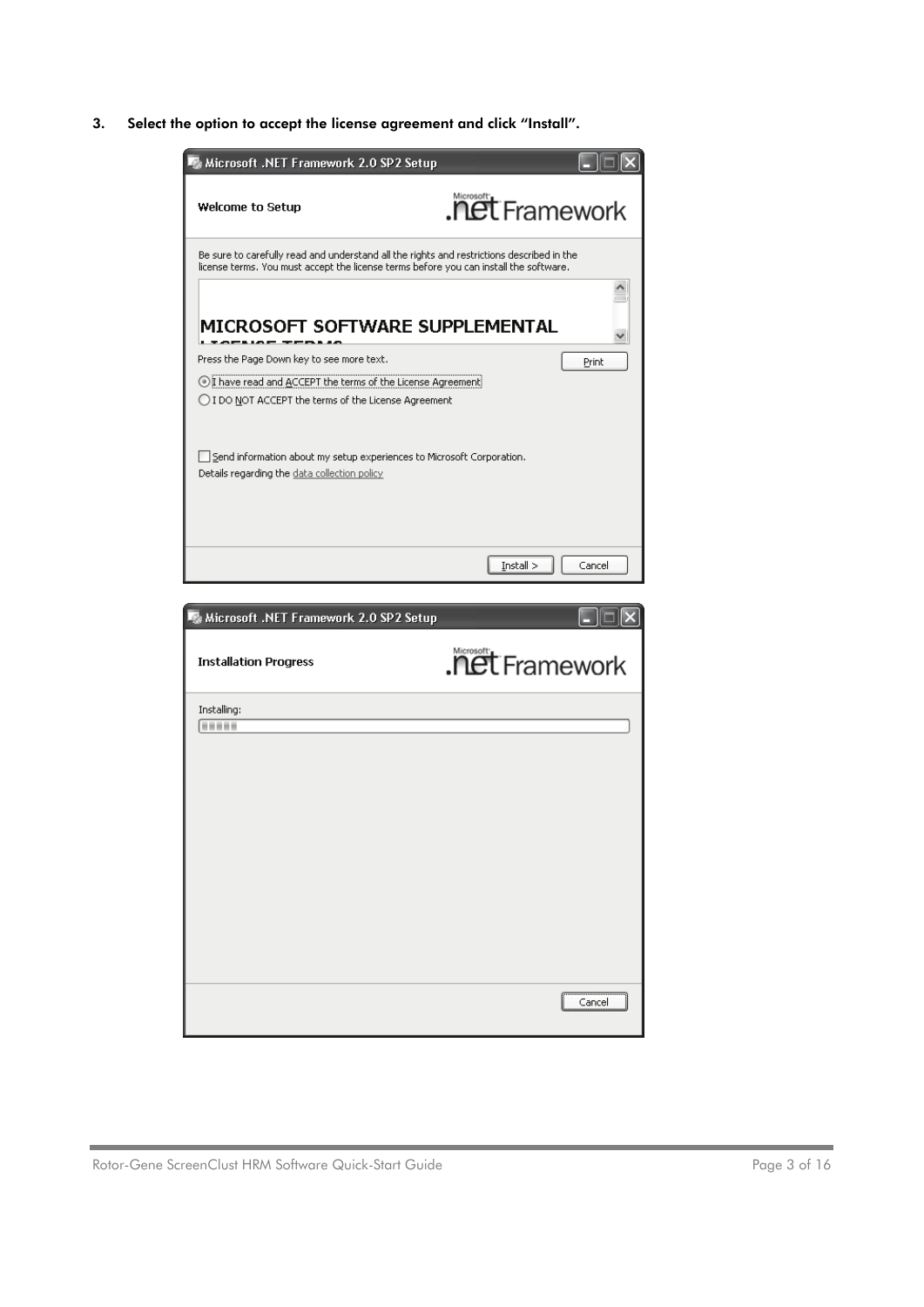3. **Select the option to accept the license agreement and click "Install".**

Microsoft .NET Framework 2.0 SP2 Setup

Welcome to Setup

Be sure to carefully read and understand all the rights and restrictions described in the license terms. You must accept the license terms before you can install the software.

MICROSOFT SOFTWARE SUPPLEMENTAL

Press the Page Down key to see more text.

Print

I have read and ACCEPT the terms of the License Agreement

I DO NOT ACCEPT the terms of the License Agreement

Send information about my setup experiences to Microsoft Corporation.

Details regarding the data collection policy

Install >

Cancel

Microsoft .NET Framework 2.0 SP2 Setup

Installation Progress

Installing:

Cancel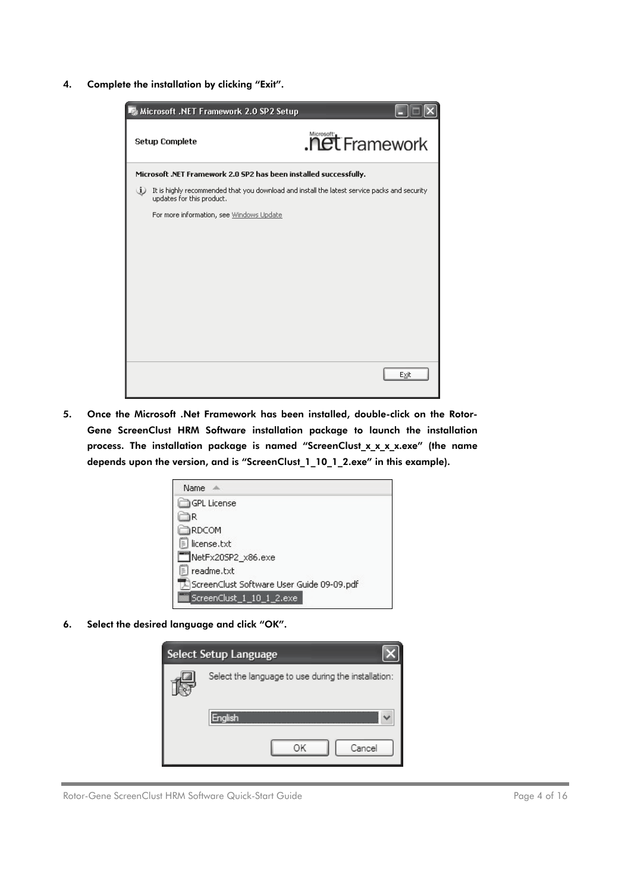4. **Complete the installation by clicking "Exit".**

5. **Once the Microsoft .Net Framework has been installed, double-click on the Rotor-Gene ScreenClust HRM Software installation package to launch the installation process. The installation package is named "ScreenClust_x_x_x_x.exe" (the name depends upon the version, and is "ScreenClust_1_10_1_2.exe" in this example).**

6. **Select the desired language and click "OK".**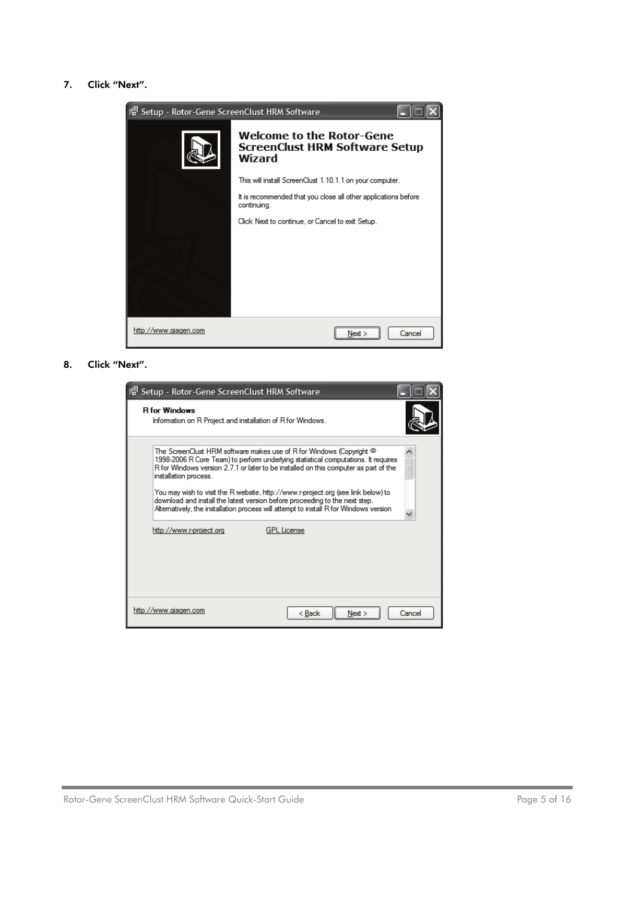7. **Click "Next".**

Setup - Rotor-Gene ScreenClust HRM Software

**Welcome to the Rotor-Gene ScreenClust HRM Software Setup Wizard**

This will install ScreenClust 1.10.1.1 on your computer.

It is recommended that you close all other applications before continuing.

Click Next to continue, or Cancel to exit Setup.

http://www.qiagen.com

Next > Cancel

8. **Click "Next".**

Setup - Rotor-Gene ScreenClust HRM Software

**R for Windows**

Information on R Project and installation of R for Windows.

The ScreenClust HRM software makes use of R for Windows (Copyright © 1998-2006 R Core Team) to perform underlying statistical computations. It requires R for Windows version 2.7.1 or later to be installed on this computer as part of the installation process.

You may wish to visit the R website, http://www.r-project.org (see link below) to download and install the latest version before proceeding to the next step. Alternatively, the installation process will attempt to install R for Windows version

http://www.r-project.org GPL License

http://www.qiagen.com

< Back Next > Cancel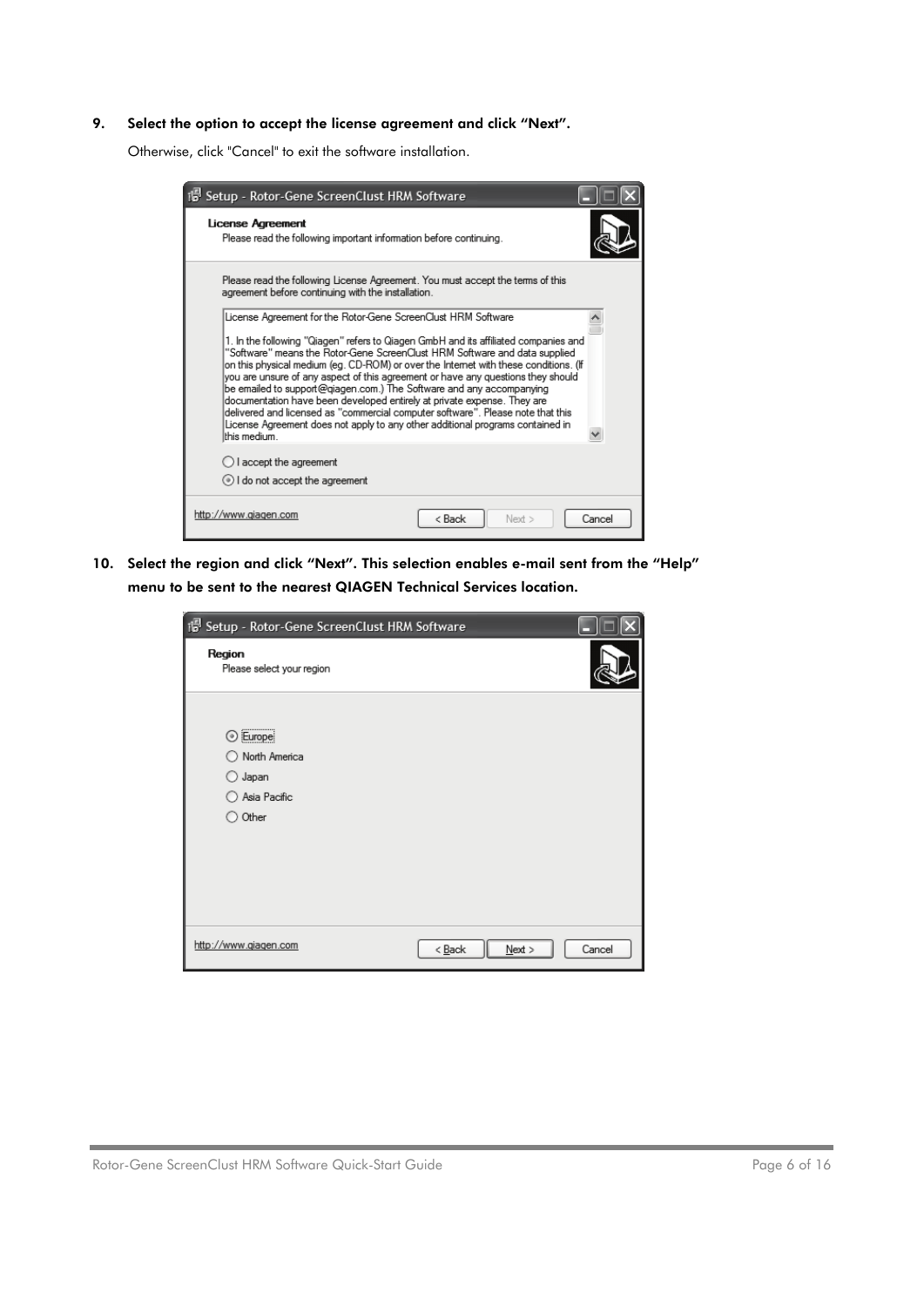**9. Select the option to accept the license agreement and click "Next".**

Otherwise, click "Cancel" to exit the software installation.

Setup - Rotor-Gene ScreenClust HRM Software

**License Agreement**
Please read the following important information before continuing.

Please read the following License Agreement. You must accept the terms of this agreement before continuing with the installation.

License Agreement for the Rotor-Gene ScreenClust HRM Software

1. In the following "Qiagen" refers to Qiagen GmbH and its affiliated companies and "Software" means the Rotor-Gene ScreenClust HRM Software and data supplied on this physical medium (eg. CD-ROM) or over the Internet with these conditions. (If you are unsure of any aspect of this agreement or have any questions they should be emailed to support@qiagen.com.) The Software and any accompanying documentation have been developed entirely at private expense. They are delivered and licensed as "commercial computer software". Please note that this License Agreement does not apply to any other additional programs contained in this medium.

- I accept the agreement
- I do not accept the agreement

http://www.qiagen.com | < Back | Next > | Cancel

**10. Select the region and click "Next". This selection enables e-mail sent from the "Help" menu to be sent to the nearest QIAGEN Technical Services location.**

Setup - Rotor-Gene ScreenClust HRM Software

**Region**
Please select your region

- Europe
- North America
- Japan
- Asia Pacific
- Other

http://www.qiagen.com | < Back | Next > | Cancel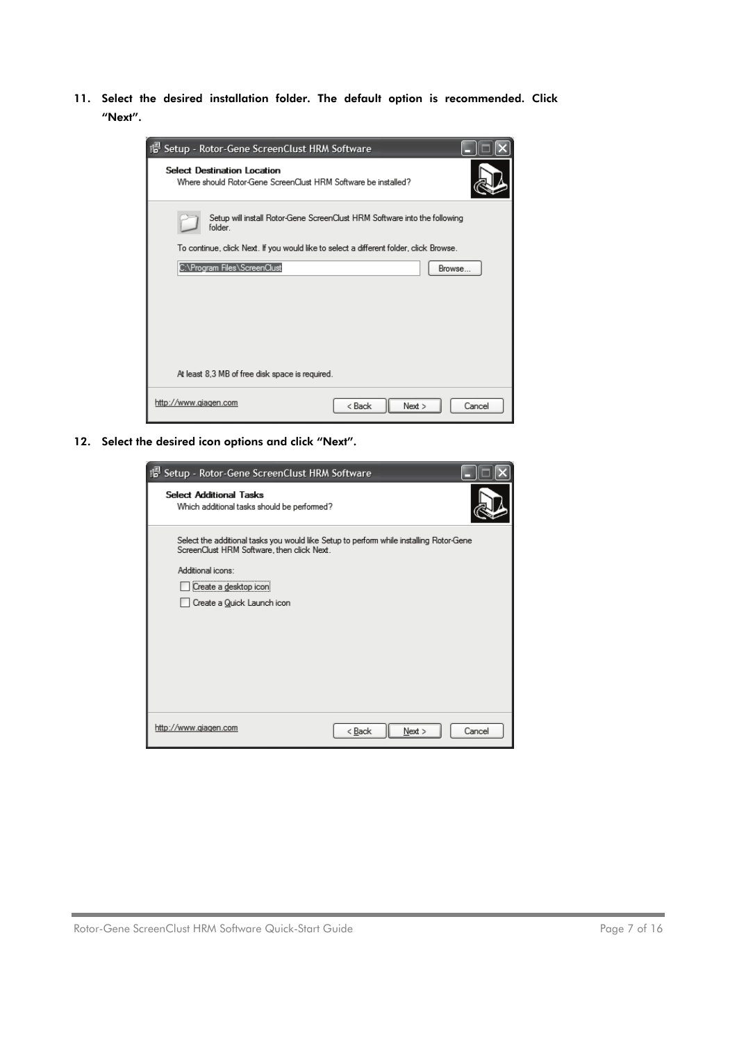11. Select the desired installation folder. The default option is recommended. Click "Next".

12. Select the desired icon options and click "Next".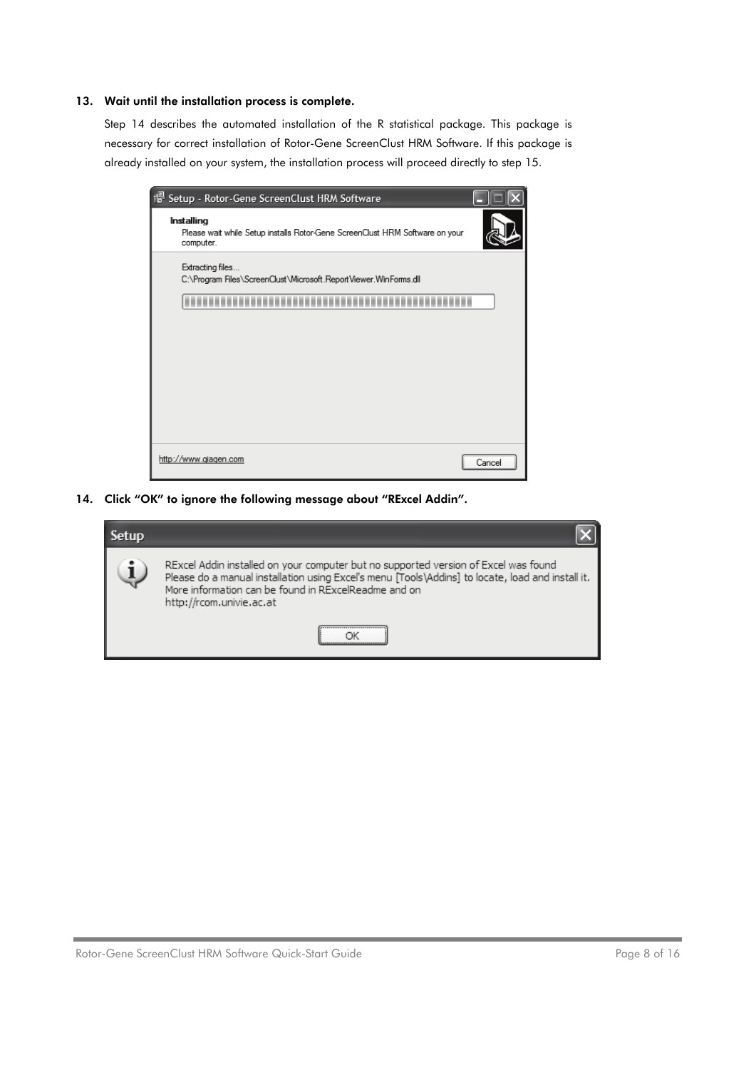13. **Wait until the installation process is complete.**

    Step 14 describes the automated installation of the R statistical package. This package is necessary for correct installation of Rotor-Gene ScreenClust HRM Software. If this package is already installed on your system, the installation process will proceed directly to step 15.

14. **Click "OK" to ignore the following message about "RExcel Addin".**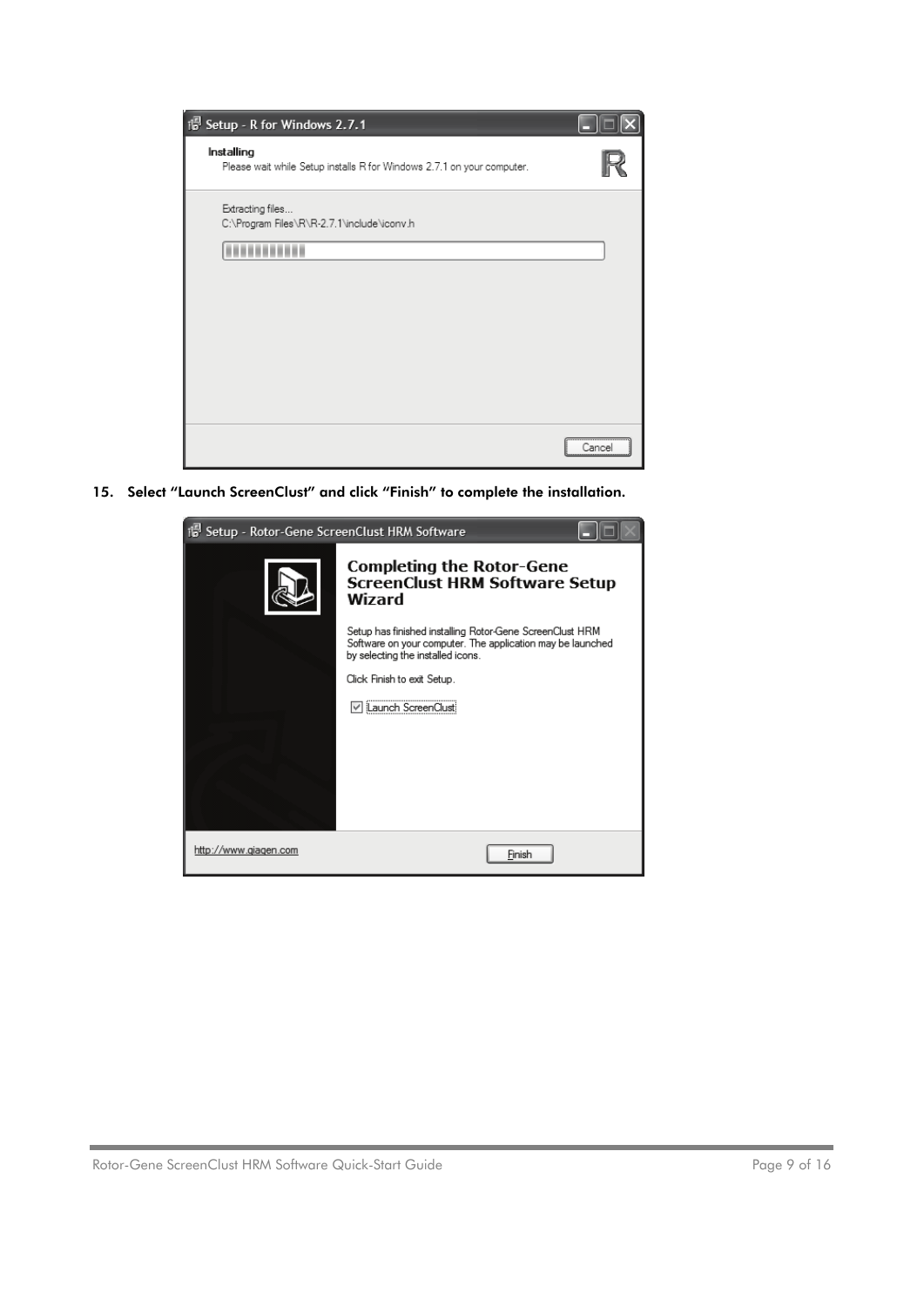15. **Select "Launch ScreenClust" and click "Finish" to complete the installation.**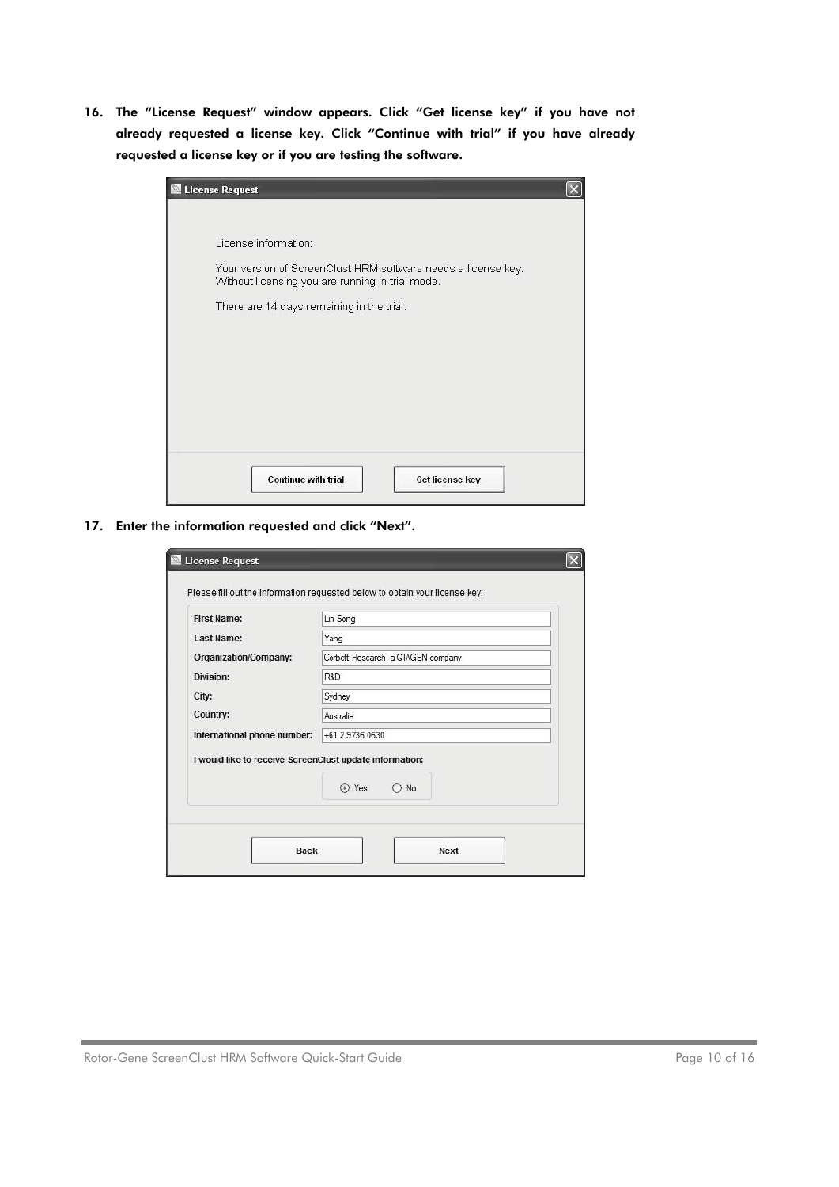16. **The "License Request" window appears. Click "Get license key" if you have not already requested a license key. Click "Continue with trial" if you have already requested a license key or if you are testing the software.**

17. **Enter the information requested and click "Next".**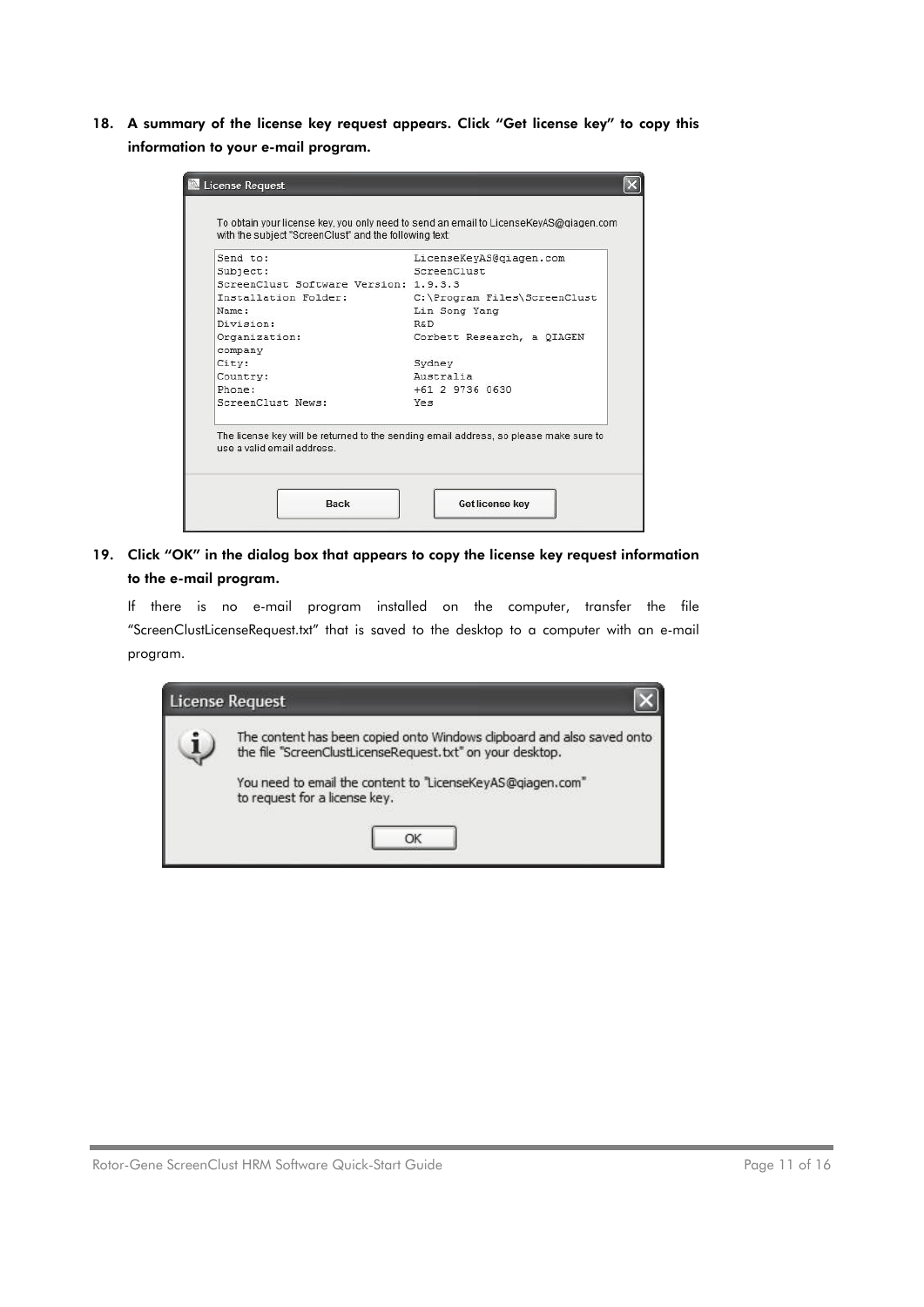18. **A summary of the license key request appears. Click "Get license key" to copy this information to your e-mail program.**

    License Request

    To obtain your license key, you only need to send an email to LicenseKeyAS@qiagen.com with the subject "ScreenClust" and the following text:

    ```
    Send to:                           LicenseKeyAS@qiagen.com
    Subject:                           ScreenClust
    ScreenClust Software Version: 1.9.3.3
    Installation Folder:               C:\Program Files\ScreenClust
    Name:                              Lin Song Yang
    Division:                          R&D
    Organization:                      Corbett Research, a QIAGEN
    company
    City:                              Sydney
    Country:                           Australia
    Phone:                             +61 2 9736 0630
    ScreenClust News:                  Yes
    ```

    The license key will be returned to the sending email address, so please make sure to use a valid email address.

    Back | Get license key

19. **Click "OK" in the dialog box that appears to copy the license key request information to the e-mail program.**

    If there is no e-mail program installed on the computer, transfer the file "ScreenClustLicenseRequest.txt" that is saved to the desktop to a computer with an e-mail program.

    License Request

    The content has been copied onto Windows clipboard and also saved onto the file "ScreenClustLicenseRequest.txt" on your desktop.

    You need to email the content to "LicenseKeyAS@qiagen.com" to request for a license key.

    OK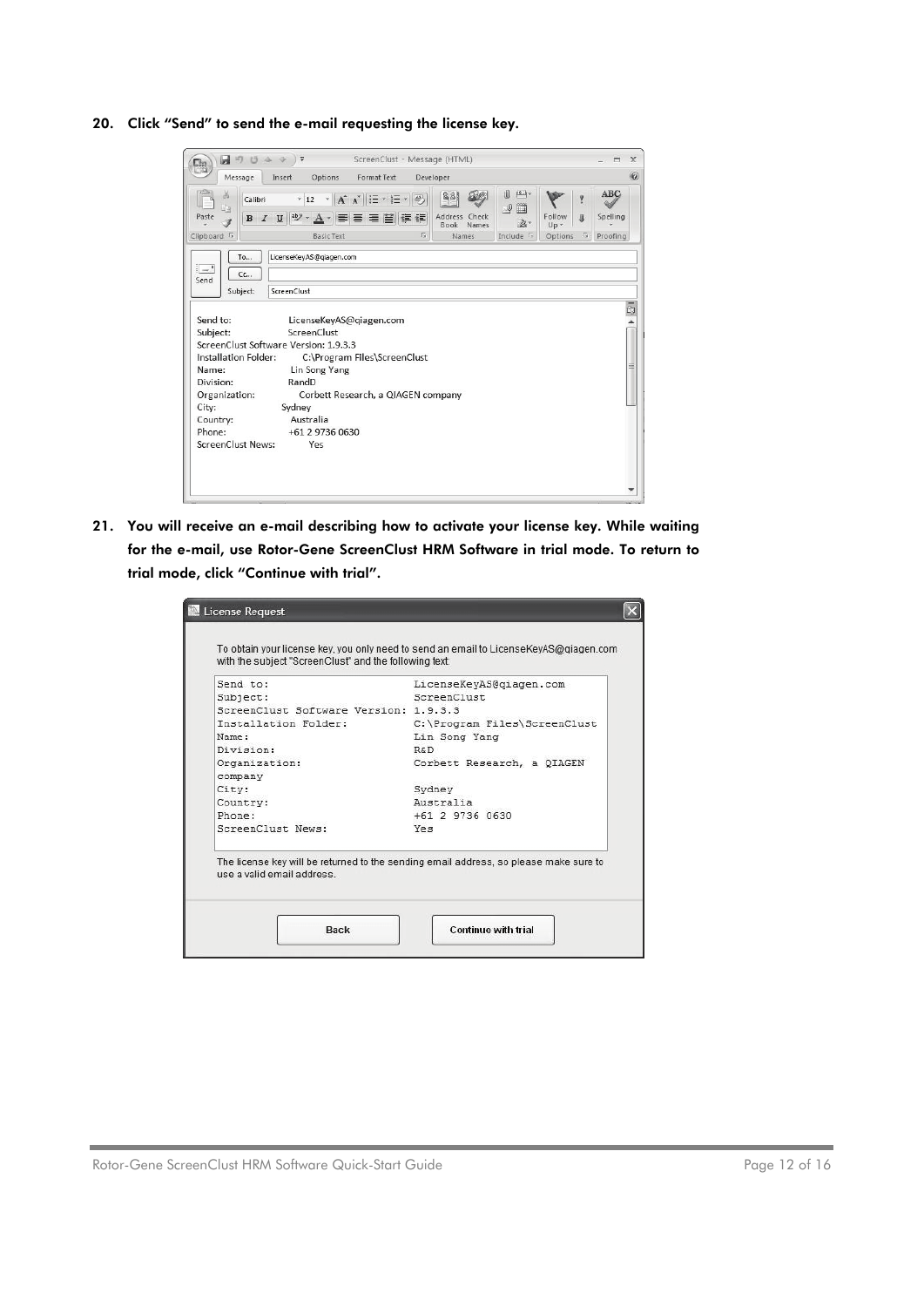**20. Click "Send" to send the e-mail requesting the license key.**

**21. You will receive an e-mail describing how to activate your license key. While waiting for the e-mail, use Rotor-Gene ScreenClust HRM Software in trial mode. To return to trial mode, click "Continue with trial".**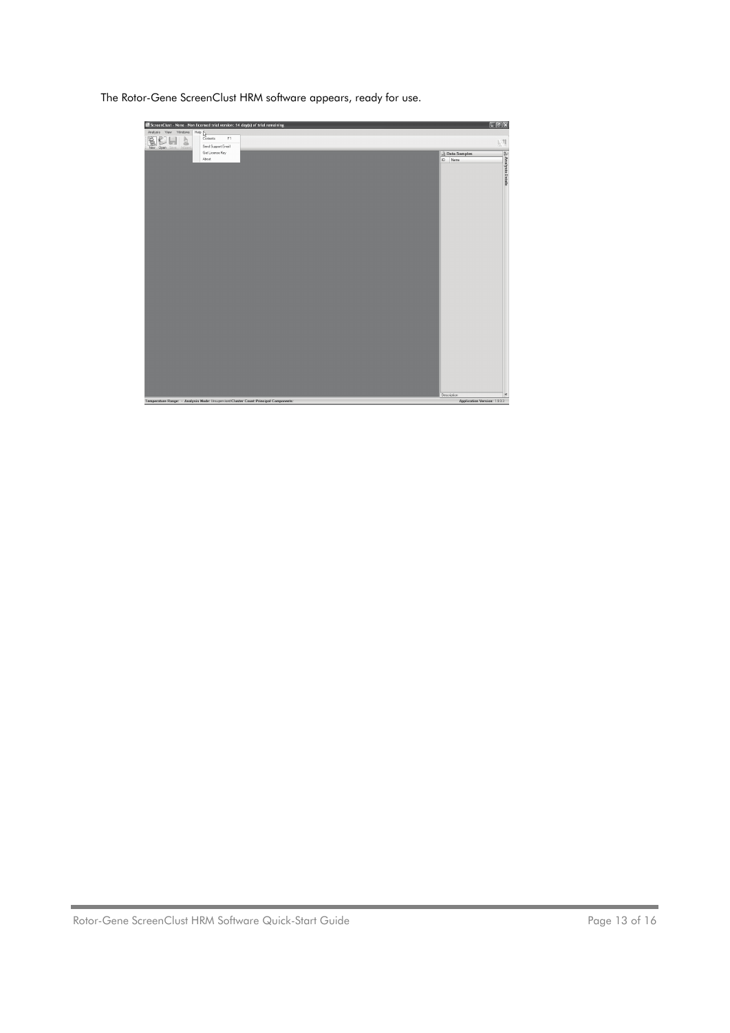The Rotor-Gene ScreenClust HRM software appears, ready for use.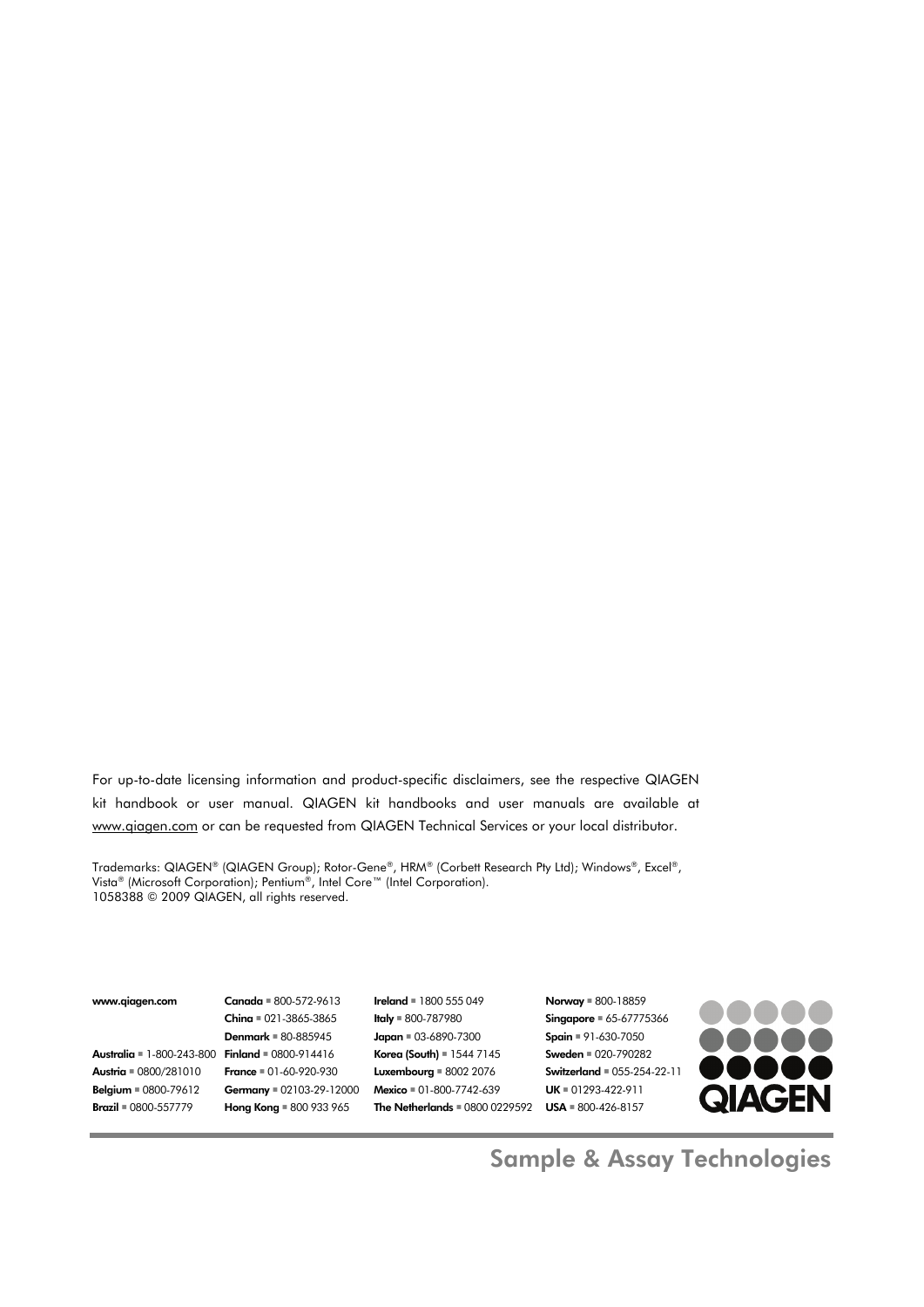For up-to-date licensing information and product-specific disclaimers, see the respective QIAGEN kit handbook or user manual. QIAGEN kit handbooks and user manuals are available at www.qiagen.com or can be requested from QIAGEN Technical Services or your local distributor.

Trademarks: QIAGEN® (QIAGEN Group); Rotor-Gene®, HRM® (Corbett Research Pty Ltd); Windows®, Excel®, Vista® (Microsoft Corporation); Pentium®, Intel Core™ (Intel Corporation).
1058388 © 2009 QIAGEN, all rights reserved.

**www.qiagen.com**

**Australia** ▪ 1-800-243-800
**Austria** ▪ 0800/281010
**Belgium** ▪ 0800-79612
**Brazil** ▪ 0800-557779
**Canada** ▪ 800-572-9613
**China** ▪ 021-3865-3865
**Denmark** ▪ 80-885945
**Finland** ▪ 0800-914416
**France** ▪ 01-60-920-930
**Germany** ▪ 02103-29-12000
**Hong Kong** ▪ 800 933 965
**Ireland** ▪ 1800 555 049
**Italy** ▪ 800-787980
**Japan** ▪ 03-6890-7300
**Korea (South)** ▪ 1544 7145
**Luxembourg** ▪ 8002 2076
**Mexico** ▪ 01-800-7742-639
**The Netherlands** ▪ 0800 0229592
**Norway** ▪ 800-18859
**Singapore** ▪ 65-67775366
**Spain** ▪ 91-630-7050
**Sweden** ▪ 020-790282
**Switzerland** ▪ 055-254-22-11
**UK** ▪ 01293-422-911
**USA** ▪ 800-426-8157

QIAGEN

Sample & Assay Technologies